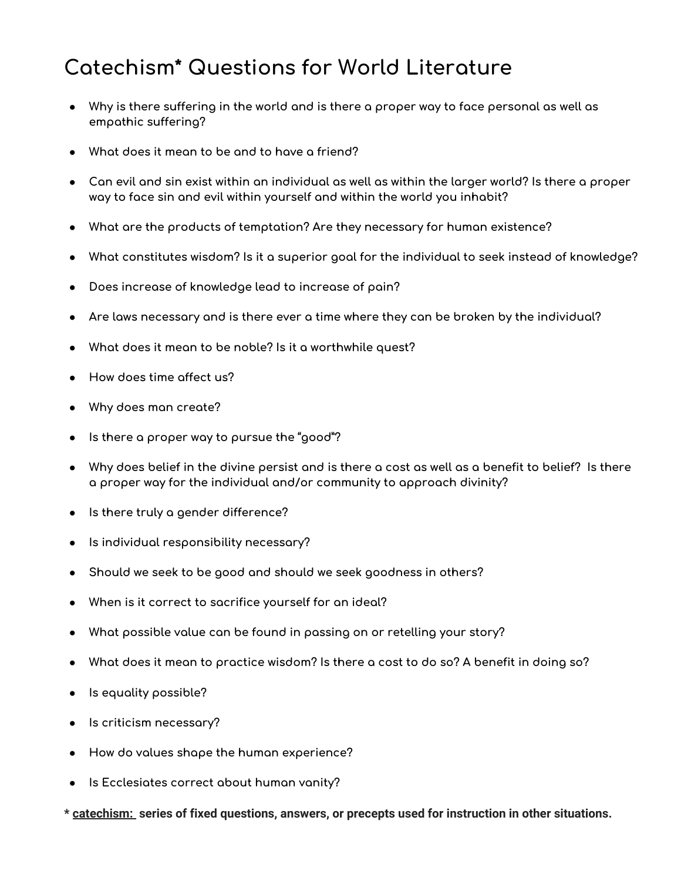# Catechism* Questions for World Literature

- Why is there suffering in the world and is there a proper way to face personal as well as empathic suffering?
- What does it mean to be and to have a friend?
- Can evil and sin exist within an individual as well as within the larger world? Is there a proper way to face sin and evil within yourself and within the world you inhabit?
- What are the products of temptation? Are they necessary for human existence?
- What constitutes wisdom? Is it a superior goal for the individual to seek instead of knowledge?
- Does increase of knowledge lead to increase of pain?
- Are laws necessary and is there ever a time where they can be broken by the individual?
- What does it mean to be noble? Is it a worthwhile quest?
- How does time affect us?
- Why does man create?
- Is there a proper way to pursue the "good"?
- Why does belief in the divine persist and is there a cost as well as a benefit to belief? Is there a proper way for the individual and/or community to approach divinity?
- Is there truly a gender difference?
- Is individual responsibility necessary?
- Should we seek to be good and should we seek goodness in others?
- When is it correct to sacrifice yourself for an ideal?
- What possible value can be found in passing on or retelling your story?
- What does it mean to practice wisdom? Is there a cost to do so? A benefit in doing so?
- Is equality possible?
- Is criticism necessary?
- How do values shape the human experience?
- Is Ecclesiates correct about human vanity?

**\* <u>catechism:</u> series of fixed questions, answers, or precepts used for instruction in other situations.**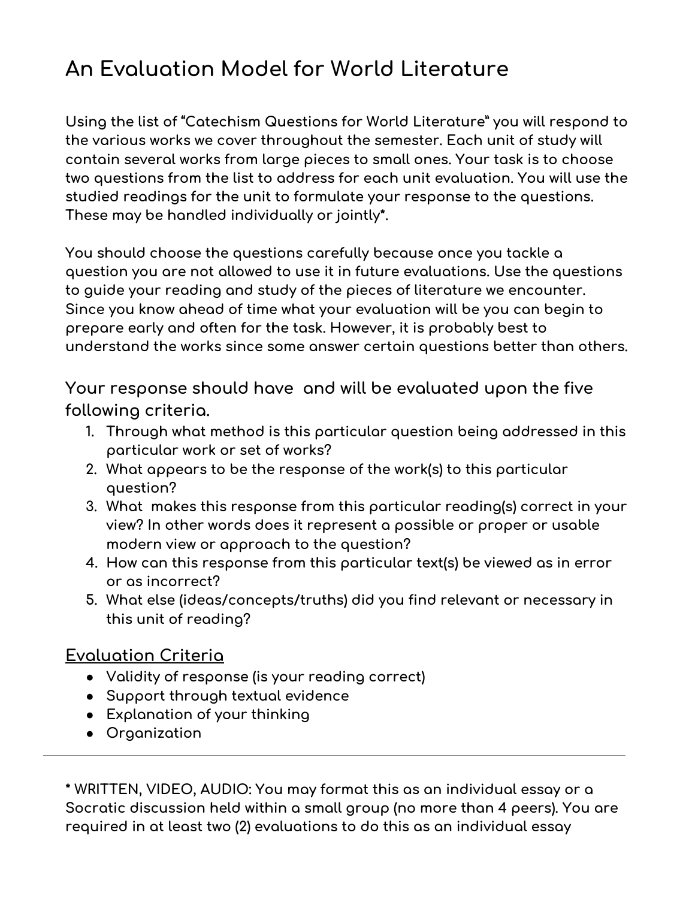# An Evaluation Model for World Literature

Using the list of "Catechism Questions for World Literature" you will respond to the various works we cover throughout the semester. Each unit of study will contain several works from large pieces to small ones. Your task is to choose two questions from the list to address for each unit evaluation. You will use the studied readings for the unit to formulate your response to the questions. These may be handled individually or jointly*.

You should choose the questions carefully because once you tackle a question you are not allowed to use it in future evaluations. Use the questions to guide your reading and study of the pieces of literature we encounter. Since you know ahead of time what your evaluation will be you can begin to prepare early and often for the task. However, it is probably best to understand the works since some answer certain questions better than others.

## Your response should have and will be evaluated upon the five following criteria.

1. Through what method is this particular question being addressed in this particular work or set of works?
2. What appears to be the response of the work(s) to this particular question?
3. What makes this response from this particular reading(s) correct in your view? In other words does it represent a possible or proper or usable modern view or approach to the question?
4. How can this response from this particular text(s) be viewed as in error or as incorrect?
5. What else (ideas/concepts/truths) did you find relevant or necessary in this unit of reading?

## <u>Evaluation Criteria</u>

- Validity of response (is your reading correct)
- Support through textual evidence
- Explanation of your thinking
- Organization

---

* WRITTEN, VIDEO, AUDIO: You may format this as an individual essay or a Socratic discussion held within a small group (no more than 4 peers). You are required in at least two (2) evaluations to do this as an individual essay